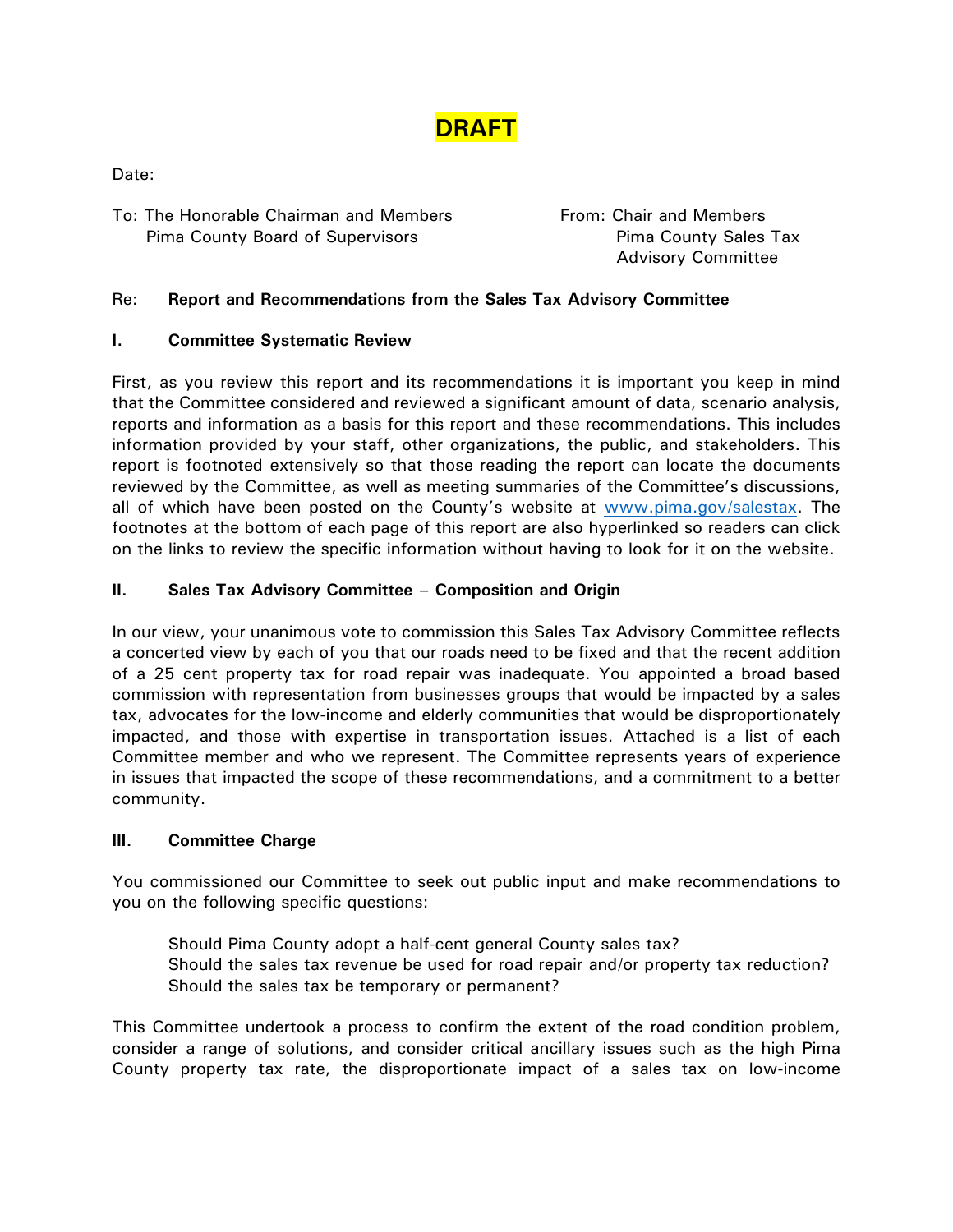**DRAFT**

Date:

To: The Honorable Chairman and Members
Pima County Board of Supervisors

From: Chair and Members
Pima County Sales Tax
Advisory Committee

Re: **Report and Recommendations from the Sales Tax Advisory Committee**

## I. Committee Systematic Review

First, as you review this report and its recommendations it is important you keep in mind that the Committee considered and reviewed a significant amount of data, scenario analysis, reports and information as a basis for this report and these recommendations. This includes information provided by your staff, other organizations, the public, and stakeholders. This report is footnoted extensively so that those reading the report can locate the documents reviewed by the Committee, as well as meeting summaries of the Committee's discussions, all of which have been posted on the County's website at www.pima.gov/salestax. The footnotes at the bottom of each page of this report are also hyperlinked so readers can click on the links to review the specific information without having to look for it on the website.

## II. Sales Tax Advisory Committee – Composition and Origin

In our view, your unanimous vote to commission this Sales Tax Advisory Committee reflects a concerted view by each of you that our roads need to be fixed and that the recent addition of a 25 cent property tax for road repair was inadequate. You appointed a broad based commission with representation from businesses groups that would be impacted by a sales tax, advocates for the low-income and elderly communities that would be disproportionately impacted, and those with expertise in transportation issues. Attached is a list of each Committee member and who we represent. The Committee represents years of experience in issues that impacted the scope of these recommendations, and a commitment to a better community.

## III. Committee Charge

You commissioned our Committee to seek out public input and make recommendations to you on the following specific questions:

Should Pima County adopt a half-cent general County sales tax?
Should the sales tax revenue be used for road repair and/or property tax reduction?
Should the sales tax be temporary or permanent?

This Committee undertook a process to confirm the extent of the road condition problem, consider a range of solutions, and consider critical ancillary issues such as the high Pima County property tax rate, the disproportionate impact of a sales tax on low-income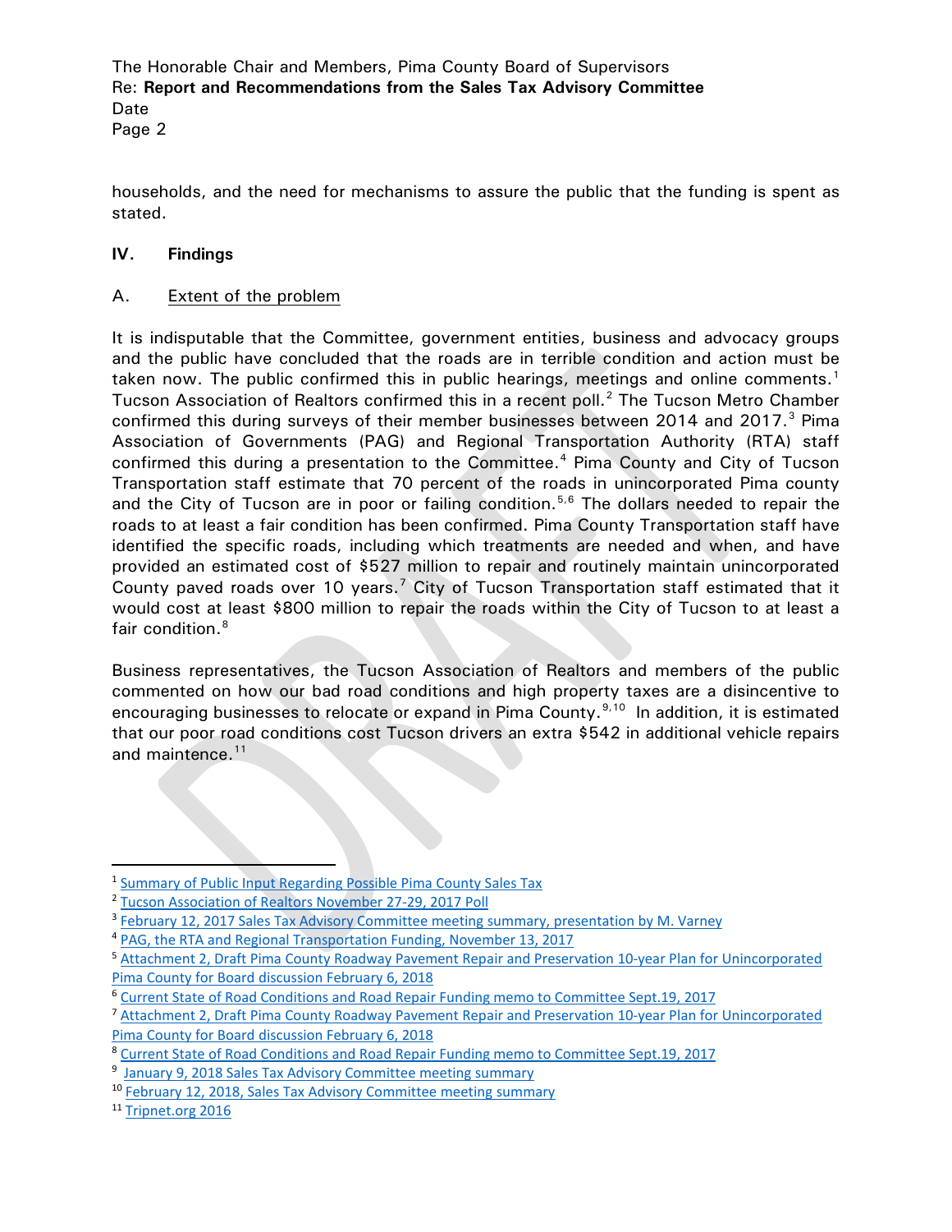households, and the need for mechanisms to assure the public that the funding is spent as stated.

## IV. Findings

### A. Extent of the problem

It is indisputable that the Committee, government entities, business and advocacy groups and the public have concluded that the roads are in terrible condition and action must be taken now. The public confirmed this in public hearings, meetings and online comments.[1] Tucson Association of Realtors confirmed this in a recent poll.[2] The Tucson Metro Chamber confirmed this during surveys of their member businesses between 2014 and 2017.[3] Pima Association of Governments (PAG) and Regional Transportation Authority (RTA) staff confirmed this during a presentation to the Committee.[4] Pima County and City of Tucson Transportation staff estimate that 70 percent of the roads in unincorporated Pima county and the City of Tucson are in poor or failing condition.[5,6] The dollars needed to repair the roads to at least a fair condition has been confirmed. Pima County Transportation staff have identified the specific roads, including which treatments are needed and when, and have provided an estimated cost of $527 million to repair and routinely maintain unincorporated County paved roads over 10 years.[7] City of Tucson Transportation staff estimated that it would cost at least $800 million to repair the roads within the City of Tucson to at least a fair condition.[8]

Business representatives, the Tucson Association of Realtors and members of the public commented on how our bad road conditions and high property taxes are a disincentive to encouraging businesses to relocate or expand in Pima County.[9,10] In addition, it is estimated that our poor road conditions cost Tucson drivers an extra $542 in additional vehicle repairs and maintence.[11]

---

[1] Summary of Public Input Regarding Possible Pima County Sales Tax
[2] Tucson Association of Realtors November 27-29, 2017 Poll
[3] February 12, 2017 Sales Tax Advisory Committee meeting summary, presentation by M. Varney
[4] PAG, the RTA and Regional Transportation Funding, November 13, 2017
[5] Attachment 2, Draft Pima County Roadway Pavement Repair and Preservation 10-year Plan for Unincorporated Pima County for Board discussion February 6, 2018
[6] Current State of Road Conditions and Road Repair Funding memo to Committee Sept.19, 2017
[7] Attachment 2, Draft Pima County Roadway Pavement Repair and Preservation 10-year Plan for Unincorporated Pima County for Board discussion February 6, 2018
[8] Current State of Road Conditions and Road Repair Funding memo to Committee Sept.19, 2017
[9] January 9, 2018 Sales Tax Advisory Committee meeting summary
[10] February 12, 2018, Sales Tax Advisory Committee meeting summary
[11] Tripnet.org 2016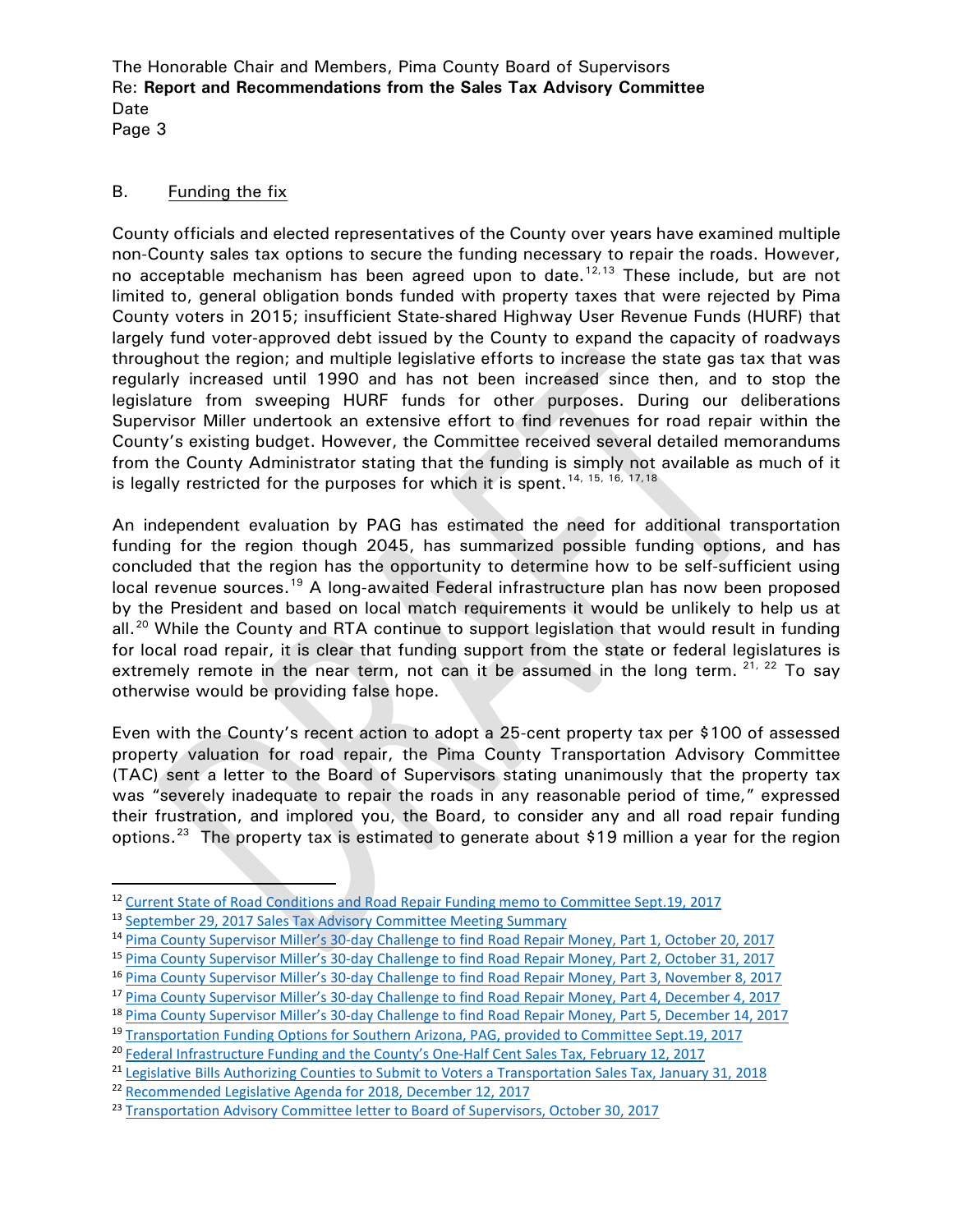## B. Funding the fix

County officials and elected representatives of the County over years have examined multiple non-County sales tax options to secure the funding necessary to repair the roads. However, no acceptable mechanism has been agreed upon to date.[12,13] These include, but are not limited to, general obligation bonds funded with property taxes that were rejected by Pima County voters in 2015; insufficient State-shared Highway User Revenue Funds (HURF) that largely fund voter-approved debt issued by the County to expand the capacity of roadways throughout the region; and multiple legislative efforts to increase the state gas tax that was regularly increased until 1990 and has not been increased since then, and to stop the legislature from sweeping HURF funds for other purposes. During our deliberations Supervisor Miller undertook an extensive effort to find revenues for road repair within the County's existing budget. However, the Committee received several detailed memorandums from the County Administrator stating that the funding is simply not available as much of it is legally restricted for the purposes for which it is spent.[14, 15, 16, 17,18]

An independent evaluation by PAG has estimated the need for additional transportation funding for the region though 2045, has summarized possible funding options, and has concluded that the region has the opportunity to determine how to be self-sufficient using local revenue sources.[19] A long-awaited Federal infrastructure plan has now been proposed by the President and based on local match requirements it would be unlikely to help us at all.[20] While the County and RTA continue to support legislation that would result in funding for local road repair, it is clear that funding support from the state or federal legislatures is extremely remote in the near term, not can it be assumed in the long term.[21, 22] To say otherwise would be providing false hope.

Even with the County's recent action to adopt a 25-cent property tax per $100 of assessed property valuation for road repair, the Pima County Transportation Advisory Committee (TAC) sent a letter to the Board of Supervisors stating unanimously that the property tax was "severely inadequate to repair the roads in any reasonable period of time," expressed their frustration, and implored you, the Board, to consider any and all road repair funding options.[23] The property tax is estimated to generate about $19 million a year for the region

---

[12] Current State of Road Conditions and Road Repair Funding memo to Committee Sept.19, 2017

[13] September 29, 2017 Sales Tax Advisory Committee Meeting Summary

[14] Pima County Supervisor Miller's 30-day Challenge to find Road Repair Money, Part 1, October 20, 2017

[15] Pima County Supervisor Miller's 30-day Challenge to find Road Repair Money, Part 2, October 31, 2017

[16] Pima County Supervisor Miller's 30-day Challenge to find Road Repair Money, Part 3, November 8, 2017

[17] Pima County Supervisor Miller's 30-day Challenge to find Road Repair Money, Part 4, December 4, 2017

[18] Pima County Supervisor Miller's 30-day Challenge to find Road Repair Money, Part 5, December 14, 2017

[19] Transportation Funding Options for Southern Arizona, PAG, provided to Committee Sept.19, 2017

[20] Federal Infrastructure Funding and the County's One-Half Cent Sales Tax, February 12, 2017

[21] Legislative Bills Authorizing Counties to Submit to Voters a Transportation Sales Tax, January 31, 2018

[22] Recommended Legislative Agenda for 2018, December 12, 2017

[23] Transportation Advisory Committee letter to Board of Supervisors, October 30, 2017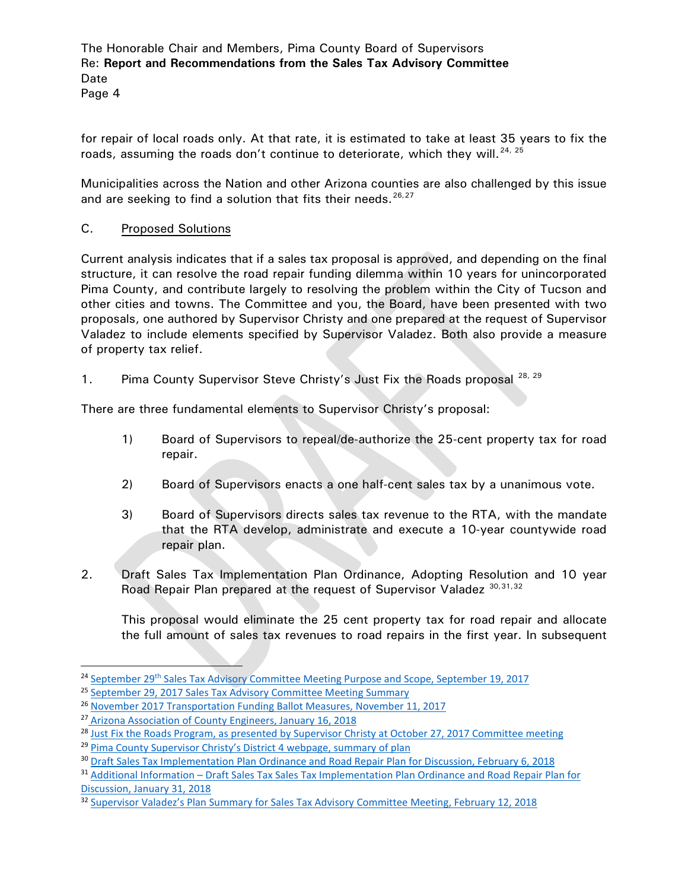for repair of local roads only. At that rate, it is estimated to take at least 35 years to fix the roads, assuming the roads don't continue to deteriorate, which they will.[24, 25]

Municipalities across the Nation and other Arizona counties are also challenged by this issue and are seeking to find a solution that fits their needs.[26,27]

C. Proposed Solutions

Current analysis indicates that if a sales tax proposal is approved, and depending on the final structure, it can resolve the road repair funding dilemma within 10 years for unincorporated Pima County, and contribute largely to resolving the problem within the City of Tucson and other cities and towns. The Committee and you, the Board, have been presented with two proposals, one authored by Supervisor Christy and one prepared at the request of Supervisor Valadez to include elements specified by Supervisor Valadez. Both also provide a measure of property tax relief.

1. Pima County Supervisor Steve Christy's Just Fix the Roads proposal [28, 29]

There are three fundamental elements to Supervisor Christy's proposal:

1) Board of Supervisors to repeal/de-authorize the 25-cent property tax for road repair.

2) Board of Supervisors enacts a one half-cent sales tax by a unanimous vote.

3) Board of Supervisors directs sales tax revenue to the RTA, with the mandate that the RTA develop, administrate and execute a 10-year countywide road repair plan.

2. Draft Sales Tax Implementation Plan Ordinance, Adopting Resolution and 10 year Road Repair Plan prepared at the request of Supervisor Valadez [30,31,32]

This proposal would eliminate the 25 cent property tax for road repair and allocate the full amount of sales tax revenues to road repairs in the first year. In subsequent

---

[24] September 29th Sales Tax Advisory Committee Meeting Purpose and Scope, September 19, 2017

[25] September 29, 2017 Sales Tax Advisory Committee Meeting Summary

[26] November 2017 Transportation Funding Ballot Measures, November 11, 2017

[27] Arizona Association of County Engineers, January 16, 2018

[28] Just Fix the Roads Program, as presented by Supervisor Christy at October 27, 2017 Committee meeting

[29] Pima County Supervisor Christy's District 4 webpage, summary of plan

[30] Draft Sales Tax Implementation Plan Ordinance and Road Repair Plan for Discussion, February 6, 2018

[31] Additional Information – Draft Sales Tax Sales Tax Implementation Plan Ordinance and Road Repair Plan for Discussion, January 31, 2018

[32] Supervisor Valadez's Plan Summary for Sales Tax Advisory Committee Meeting, February 12, 2018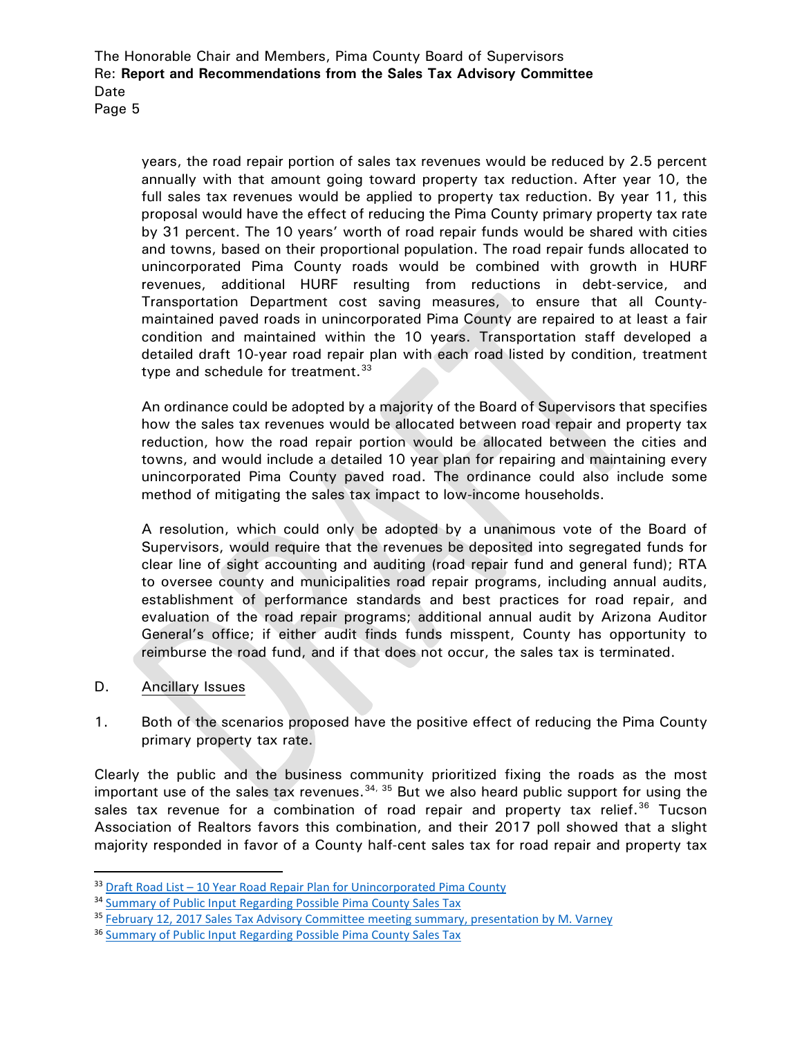years, the road repair portion of sales tax revenues would be reduced by 2.5 percent annually with that amount going toward property tax reduction. After year 10, the full sales tax revenues would be applied to property tax reduction. By year 11, this proposal would have the effect of reducing the Pima County primary property tax rate by 31 percent. The 10 years' worth of road repair funds would be shared with cities and towns, based on their proportional population. The road repair funds allocated to unincorporated Pima County roads would be combined with growth in HURF revenues, additional HURF resulting from reductions in debt-service, and Transportation Department cost saving measures, to ensure that all County-maintained paved roads in unincorporated Pima County are repaired to at least a fair condition and maintained within the 10 years. Transportation staff developed a detailed draft 10-year road repair plan with each road listed by condition, treatment type and schedule for treatment.[33]

An ordinance could be adopted by a majority of the Board of Supervisors that specifies how the sales tax revenues would be allocated between road repair and property tax reduction, how the road repair portion would be allocated between the cities and towns, and would include a detailed 10 year plan for repairing and maintaining every unincorporated Pima County paved road. The ordinance could also include some method of mitigating the sales tax impact to low-income households.

A resolution, which could only be adopted by a unanimous vote of the Board of Supervisors, would require that the revenues be deposited into segregated funds for clear line of sight accounting and auditing (road repair fund and general fund); RTA to oversee county and municipalities road repair programs, including annual audits, establishment of performance standards and best practices for road repair, and evaluation of the road repair programs; additional annual audit by Arizona Auditor General's office; if either audit finds funds misspent, County has opportunity to reimburse the road fund, and if that does not occur, the sales tax is terminated.

D. Ancillary Issues

1. Both of the scenarios proposed have the positive effect of reducing the Pima County primary property tax rate.

Clearly the public and the business community prioritized fixing the roads as the most important use of the sales tax revenues.[34, 35] But we also heard public support for using the sales tax revenue for a combination of road repair and property tax relief.[36] Tucson Association of Realtors favors this combination, and their 2017 poll showed that a slight majority responded in favor of a County half-cent sales tax for road repair and property tax

---

[33] Draft Road List – 10 Year Road Repair Plan for Unincorporated Pima County

[34] Summary of Public Input Regarding Possible Pima County Sales Tax

[35] February 12, 2017 Sales Tax Advisory Committee meeting summary, presentation by M. Varney

[36] Summary of Public Input Regarding Possible Pima County Sales Tax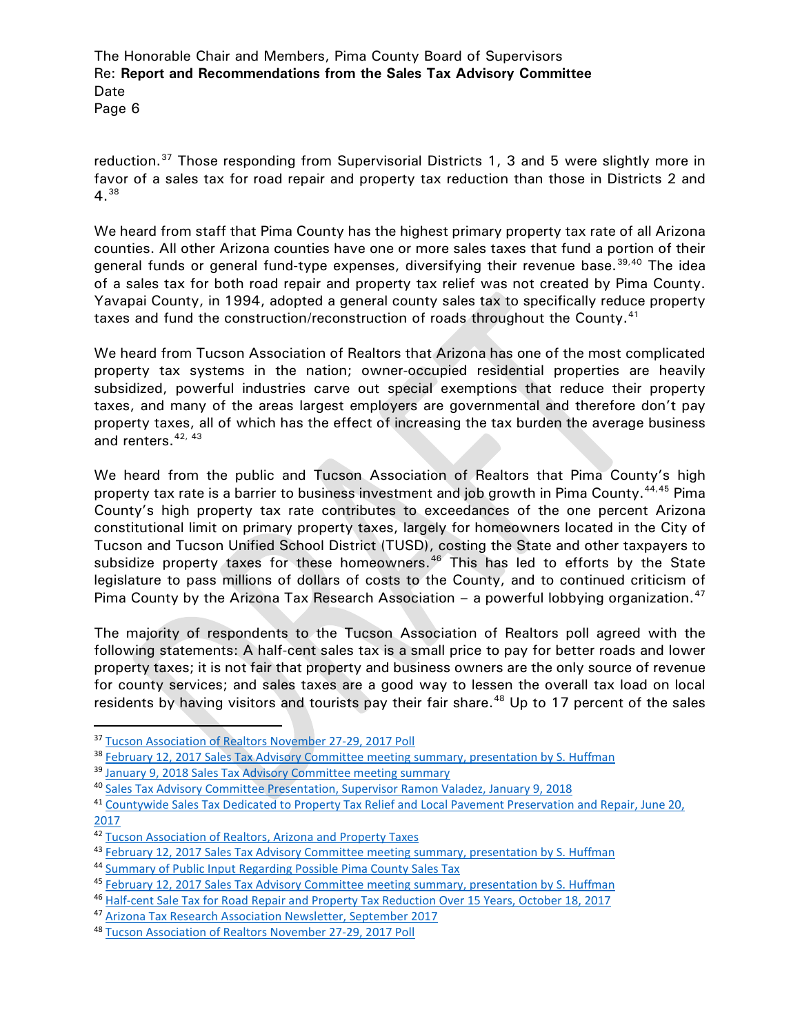reduction.[37] Those responding from Supervisorial Districts 1, 3 and 5 were slightly more in favor of a sales tax for road repair and property tax reduction than those in Districts 2 and 4.[38]

We heard from staff that Pima County has the highest primary property tax rate of all Arizona counties. All other Arizona counties have one or more sales taxes that fund a portion of their general funds or general fund-type expenses, diversifying their revenue base.[39,40] The idea of a sales tax for both road repair and property tax relief was not created by Pima County. Yavapai County, in 1994, adopted a general county sales tax to specifically reduce property taxes and fund the construction/reconstruction of roads throughout the County.[41]

We heard from Tucson Association of Realtors that Arizona has one of the most complicated property tax systems in the nation; owner-occupied residential properties are heavily subsidized, powerful industries carve out special exemptions that reduce their property taxes, and many of the areas largest employers are governmental and therefore don't pay property taxes, all of which has the effect of increasing the tax burden the average business and renters.[42, 43]

We heard from the public and Tucson Association of Realtors that Pima County's high property tax rate is a barrier to business investment and job growth in Pima County.[44,45] Pima County's high property tax rate contributes to exceedances of the one percent Arizona constitutional limit on primary property taxes, largely for homeowners located in the City of Tucson and Tucson Unified School District (TUSD), costing the State and other taxpayers to subsidize property taxes for these homeowners.[46] This has led to efforts by the State legislature to pass millions of dollars of costs to the County, and to continued criticism of Pima County by the Arizona Tax Research Association – a powerful lobbying organization.[47]

The majority of respondents to the Tucson Association of Realtors poll agreed with the following statements: A half-cent sales tax is a small price to pay for better roads and lower property taxes; it is not fair that property and business owners are the only source of revenue for county services; and sales taxes are a good way to lessen the overall tax load on local residents by having visitors and tourists pay their fair share.[48] Up to 17 percent of the sales

---

[37] Tucson Association of Realtors November 27-29, 2017 Poll

[38] February 12, 2017 Sales Tax Advisory Committee meeting summary, presentation by S. Huffman

[39] January 9, 2018 Sales Tax Advisory Committee meeting summary

[40] Sales Tax Advisory Committee Presentation, Supervisor Ramon Valadez, January 9, 2018

[41] Countywide Sales Tax Dedicated to Property Tax Relief and Local Pavement Preservation and Repair, June 20, 2017

[42] Tucson Association of Realtors, Arizona and Property Taxes

[43] February 12, 2017 Sales Tax Advisory Committee meeting summary, presentation by S. Huffman

[44] Summary of Public Input Regarding Possible Pima County Sales Tax

[45] February 12, 2017 Sales Tax Advisory Committee meeting summary, presentation by S. Huffman

[46] Half-cent Sale Tax for Road Repair and Property Tax Reduction Over 15 Years, October 18, 2017

[47] Arizona Tax Research Association Newsletter, September 2017

[48] Tucson Association of Realtors November 27-29, 2017 Poll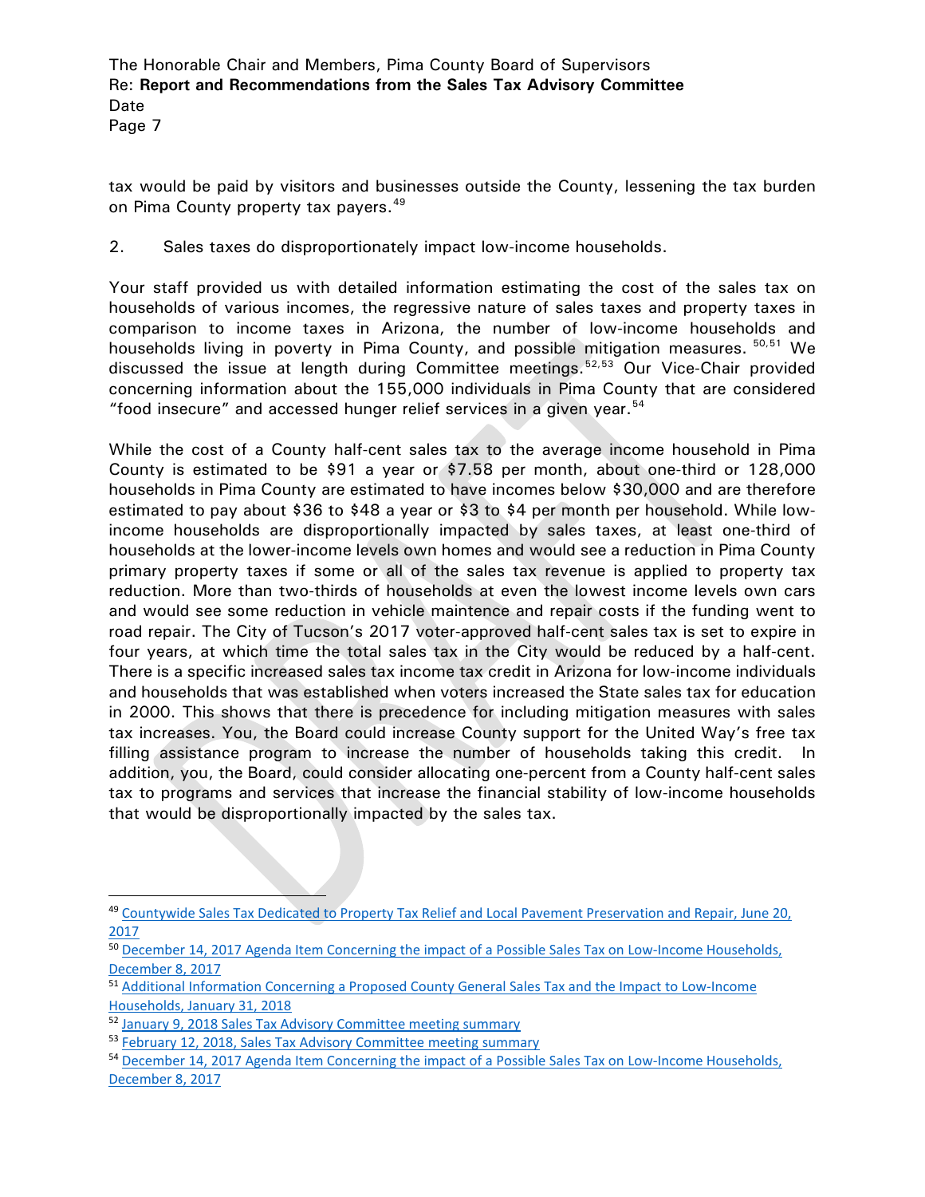tax would be paid by visitors and businesses outside the County, lessening the tax burden on Pima County property tax payers.[49]

2. Sales taxes do disproportionately impact low-income households.

Your staff provided us with detailed information estimating the cost of the sales tax on households of various incomes, the regressive nature of sales taxes and property taxes in comparison to income taxes in Arizona, the number of low-income households and households living in poverty in Pima County, and possible mitigation measures.[50,51] We discussed the issue at length during Committee meetings.[52,53] Our Vice-Chair provided concerning information about the 155,000 individuals in Pima County that are considered "food insecure" and accessed hunger relief services in a given year.[54]

While the cost of a County half-cent sales tax to the average income household in Pima County is estimated to be $91 a year or $7.58 per month, about one-third or 128,000 households in Pima County are estimated to have incomes below $30,000 and are therefore estimated to pay about $36 to $48 a year or $3 to $4 per month per household. While low-income households are disproportionally impacted by sales taxes, at least one-third of households at the lower-income levels own homes and would see a reduction in Pima County primary property taxes if some or all of the sales tax revenue is applied to property tax reduction. More than two-thirds of households at even the lowest income levels own cars and would see some reduction in vehicle maintence and repair costs if the funding went to road repair. The City of Tucson's 2017 voter-approved half-cent sales tax is set to expire in four years, at which time the total sales tax in the City would be reduced by a half-cent. There is a specific increased sales tax income tax credit in Arizona for low-income individuals and households that was established when voters increased the State sales tax for education in 2000. This shows that there is precedence for including mitigation measures with sales tax increases. You, the Board could increase County support for the United Way's free tax filling assistance program to increase the number of households taking this credit. In addition, you, the Board, could consider allocating one-percent from a County half-cent sales tax to programs and services that increase the financial stability of low-income households that would be disproportionally impacted by the sales tax.

---

[49] Countywide Sales Tax Dedicated to Property Tax Relief and Local Pavement Preservation and Repair, June 20, 2017

[50] December 14, 2017 Agenda Item Concerning the impact of a Possible Sales Tax on Low-Income Households, December 8, 2017

[51] Additional Information Concerning a Proposed County General Sales Tax and the Impact to Low-Income Households, January 31, 2018

[52] January 9, 2018 Sales Tax Advisory Committee meeting summary

[53] February 12, 2018, Sales Tax Advisory Committee meeting summary

[54] December 14, 2017 Agenda Item Concerning the impact of a Possible Sales Tax on Low-Income Households, December 8, 2017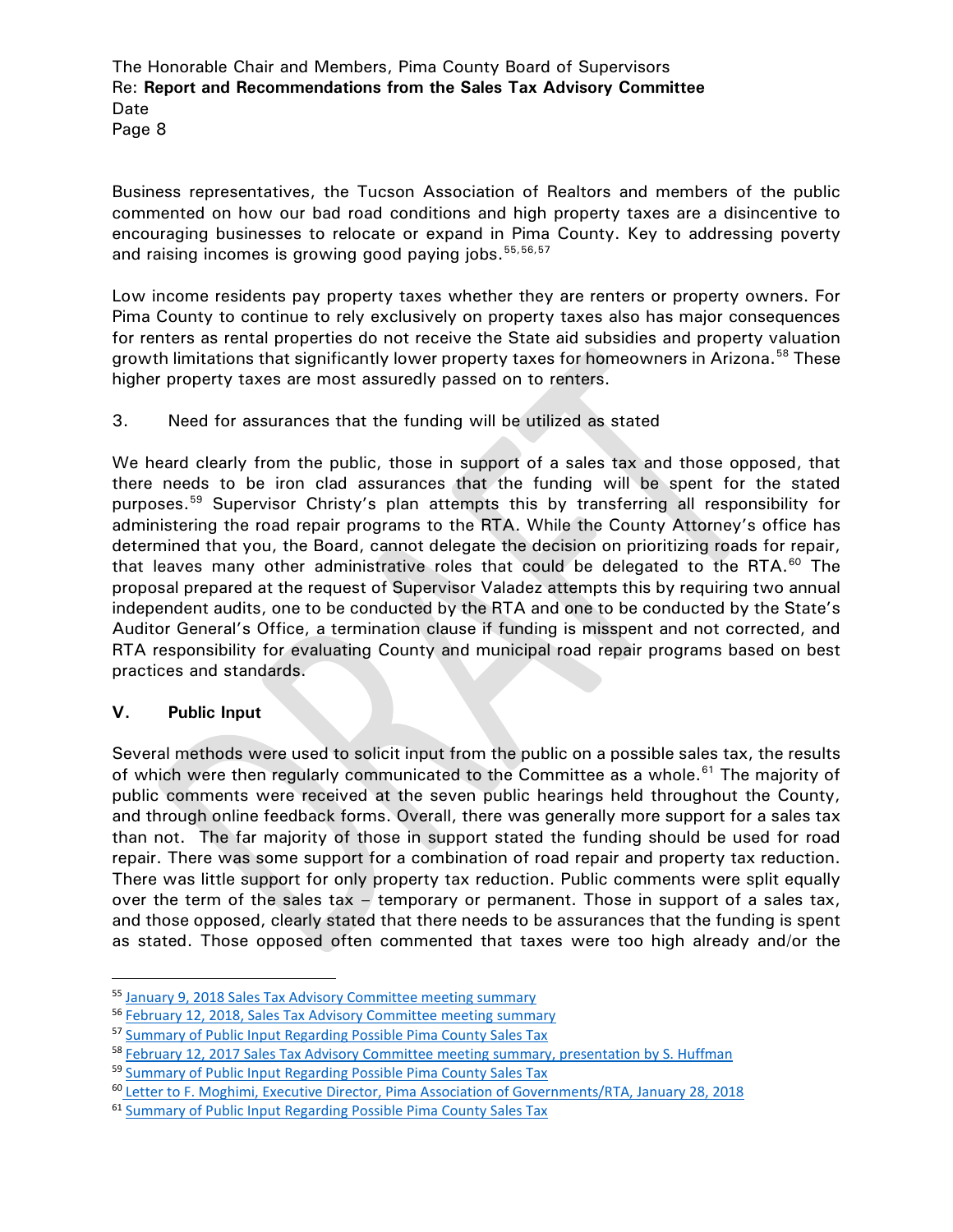Business representatives, the Tucson Association of Realtors and members of the public commented on how our bad road conditions and high property taxes are a disincentive to encouraging businesses to relocate or expand in Pima County. Key to addressing poverty and raising incomes is growing good paying jobs.[55,56,57]

Low income residents pay property taxes whether they are renters or property owners. For Pima County to continue to rely exclusively on property taxes also has major consequences for renters as rental properties do not receive the State aid subsidies and property valuation growth limitations that significantly lower property taxes for homeowners in Arizona.[58] These higher property taxes are most assuredly passed on to renters.

3. Need for assurances that the funding will be utilized as stated

We heard clearly from the public, those in support of a sales tax and those opposed, that there needs to be iron clad assurances that the funding will be spent for the stated purposes.[59] Supervisor Christy's plan attempts this by transferring all responsibility for administering the road repair programs to the RTA. While the County Attorney's office has determined that you, the Board, cannot delegate the decision on prioritizing roads for repair, that leaves many other administrative roles that could be delegated to the RTA.[60] The proposal prepared at the request of Supervisor Valadez attempts this by requiring two annual independent audits, one to be conducted by the RTA and one to be conducted by the State's Auditor General's Office, a termination clause if funding is misspent and not corrected, and RTA responsibility for evaluating County and municipal road repair programs based on best practices and standards.

## V. Public Input

Several methods were used to solicit input from the public on a possible sales tax, the results of which were then regularly communicated to the Committee as a whole.[61] The majority of public comments were received at the seven public hearings held throughout the County, and through online feedback forms. Overall, there was generally more support for a sales tax than not. The far majority of those in support stated the funding should be used for road repair. There was some support for a combination of road repair and property tax reduction. There was little support for only property tax reduction. Public comments were split equally over the term of the sales tax – temporary or permanent. Those in support of a sales tax, and those opposed, clearly stated that there needs to be assurances that the funding is spent as stated. Those opposed often commented that taxes were too high already and/or the

---

[55] January 9, 2018 Sales Tax Advisory Committee meeting summary

[56] February 12, 2018, Sales Tax Advisory Committee meeting summary

[57] Summary of Public Input Regarding Possible Pima County Sales Tax

[58] February 12, 2017 Sales Tax Advisory Committee meeting summary, presentation by S. Huffman

[59] Summary of Public Input Regarding Possible Pima County Sales Tax

[60] Letter to F. Moghimi, Executive Director, Pima Association of Governments/RTA, January 28, 2018

[61] Summary of Public Input Regarding Possible Pima County Sales Tax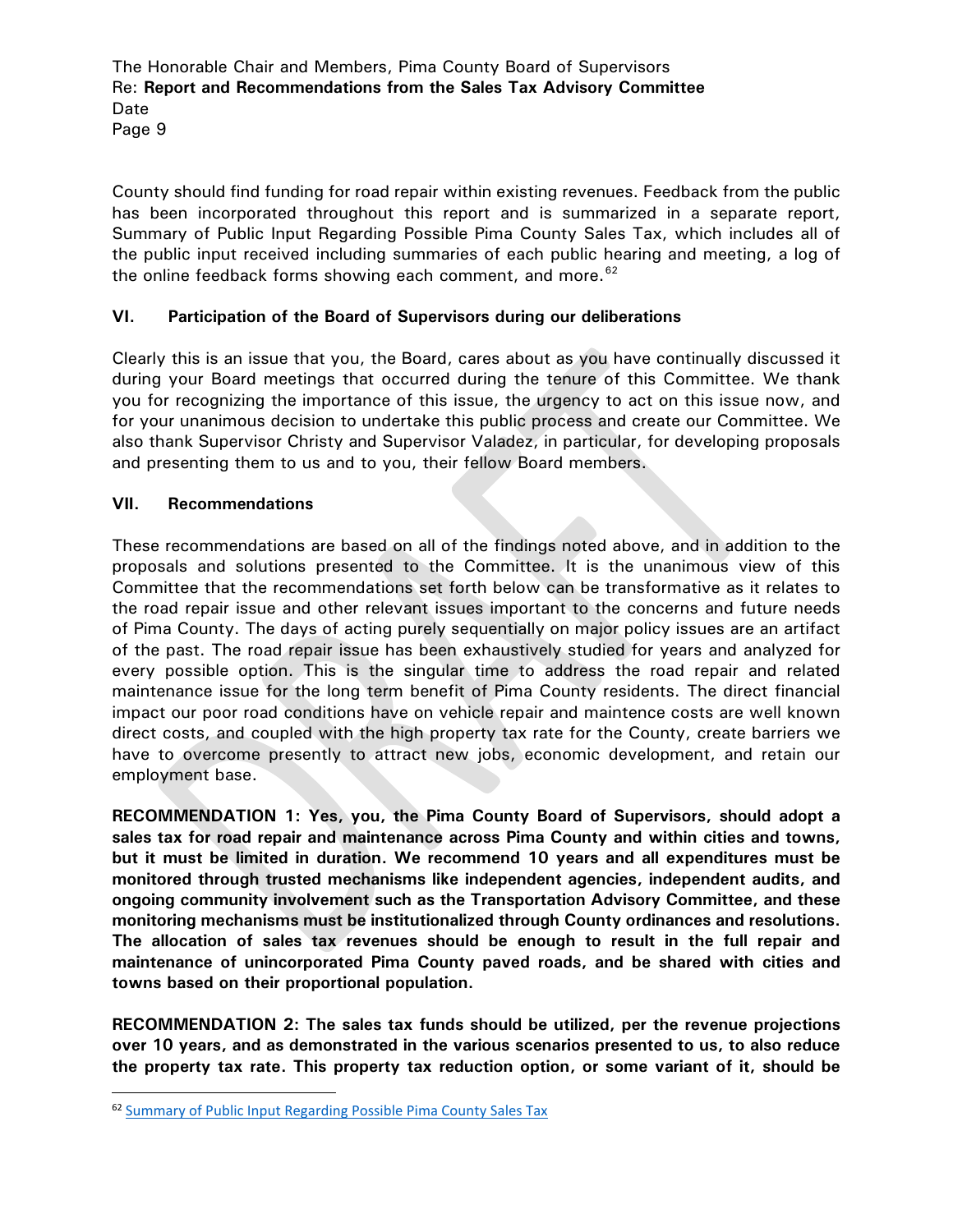County should find funding for road repair within existing revenues. Feedback from the public has been incorporated throughout this report and is summarized in a separate report, Summary of Public Input Regarding Possible Pima County Sales Tax, which includes all of the public input received including summaries of each public hearing and meeting, a log of the online feedback forms showing each comment, and more.[62]

## VI. Participation of the Board of Supervisors during our deliberations

Clearly this is an issue that you, the Board, cares about as you have continually discussed it during your Board meetings that occurred during the tenure of this Committee. We thank you for recognizing the importance of this issue, the urgency to act on this issue now, and for your unanimous decision to undertake this public process and create our Committee. We also thank Supervisor Christy and Supervisor Valadez, in particular, for developing proposals and presenting them to us and to you, their fellow Board members.

## VII. Recommendations

These recommendations are based on all of the findings noted above, and in addition to the proposals and solutions presented to the Committee. It is the unanimous view of this Committee that the recommendations set forth below can be transformative as it relates to the road repair issue and other relevant issues important to the concerns and future needs of Pima County. The days of acting purely sequentially on major policy issues are an artifact of the past. The road repair issue has been exhaustively studied for years and analyzed for every possible option. This is the singular time to address the road repair and related maintenance issue for the long term benefit of Pima County residents. The direct financial impact our poor road conditions have on vehicle repair and maintence costs are well known direct costs, and coupled with the high property tax rate for the County, create barriers we have to overcome presently to attract new jobs, economic development, and retain our employment base.

**RECOMMENDATION 1: Yes, you, the Pima County Board of Supervisors, should adopt a sales tax for road repair and maintenance across Pima County and within cities and towns, but it must be limited in duration. We recommend 10 years and all expenditures must be monitored through trusted mechanisms like independent agencies, independent audits, and ongoing community involvement such as the Transportation Advisory Committee, and these monitoring mechanisms must be institutionalized through County ordinances and resolutions. The allocation of sales tax revenues should be enough to result in the full repair and maintenance of unincorporated Pima County paved roads, and be shared with cities and towns based on their proportional population.**

**RECOMMENDATION 2: The sales tax funds should be utilized, per the revenue projections over 10 years, and as demonstrated in the various scenarios presented to us, to also reduce the property tax rate. This property tax reduction option, or some variant of it, should be**

---

[62] Summary of Public Input Regarding Possible Pima County Sales Tax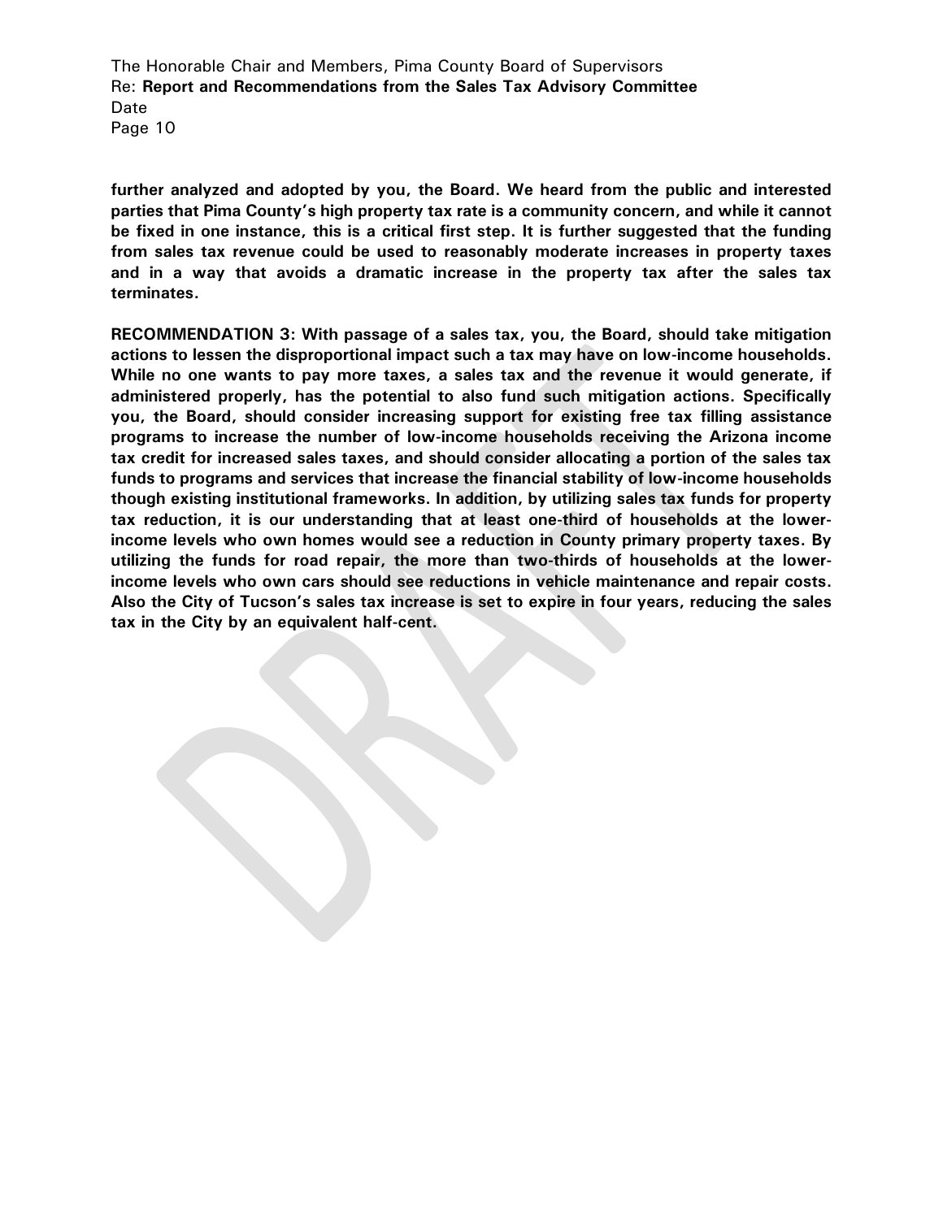**further analyzed and adopted by you, the Board. We heard from the public and interested parties that Pima County's high property tax rate is a community concern, and while it cannot be fixed in one instance, this is a critical first step. It is further suggested that the funding from sales tax revenue could be used to reasonably moderate increases in property taxes and in a way that avoids a dramatic increase in the property tax after the sales tax terminates.**

**RECOMMENDATION 3: With passage of a sales tax, you, the Board, should take mitigation actions to lessen the disproportional impact such a tax may have on low-income households. While no one wants to pay more taxes, a sales tax and the revenue it would generate, if administered properly, has the potential to also fund such mitigation actions. Specifically you, the Board, should consider increasing support for existing free tax filling assistance programs to increase the number of low-income households receiving the Arizona income tax credit for increased sales taxes, and should consider allocating a portion of the sales tax funds to programs and services that increase the financial stability of low-income households though existing institutional frameworks. In addition, by utilizing sales tax funds for property tax reduction, it is our understanding that at least one-third of households at the lower-income levels who own homes would see a reduction in County primary property taxes. By utilizing the funds for road repair, the more than two-thirds of households at the lower-income levels who own cars should see reductions in vehicle maintenance and repair costs. Also the City of Tucson's sales tax increase is set to expire in four years, reducing the sales tax in the City by an equivalent half-cent.**